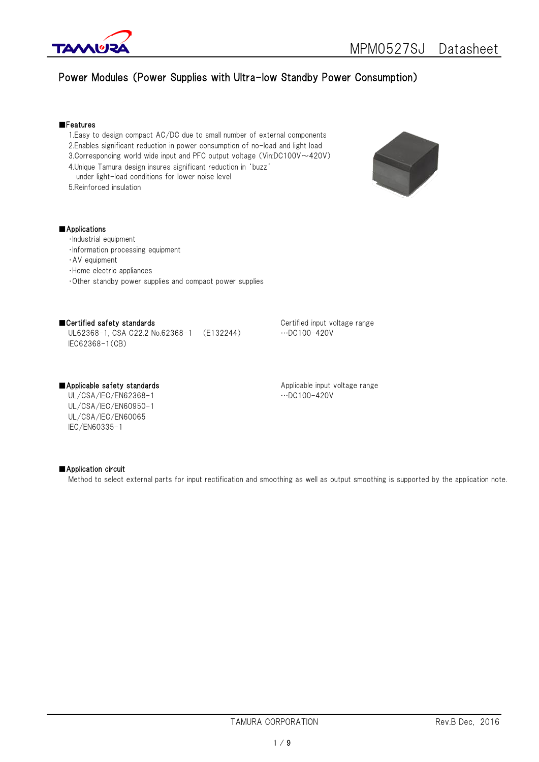# Power Modules (Power Supplies with Ultra-low Standby Power Consumption)

## ■Features

1. Easy to design compact AC/DC due to small number of external components
2. Enables significant reduction in power consumption of no-load and light load
3. Corresponding world wide input and PFC output voltage (Vin:DC100V～420V)
4. Unique Tamura design insures significant reduction in 'buzz' under light-load conditions for lower noise level
5. Reinforced insulation

## ■Applications

- ·Industrial equipment
- ·Information processing equipment
- ·AV equipment
- ·Home electric appliances
- ·Other standby power supplies and compact power supplies

## ■Certified safety standards

UL62368-1, CSA C22.2 No.62368-1　(E132244)
IEC62368-1(CB)

Certified input voltage range
…DC100-420V

## ■Applicable safety standards

UL/CSA/IEC/EN62368-1
UL/CSA/IEC/EN60950-1
UL/CSA/IEC/EN60065
IEC/EN60335-1

Applicable input voltage range
…DC100-420V

## ■Application circuit

Method to select external parts for input rectification and smoothing as well as output smoothing is supported by the application note.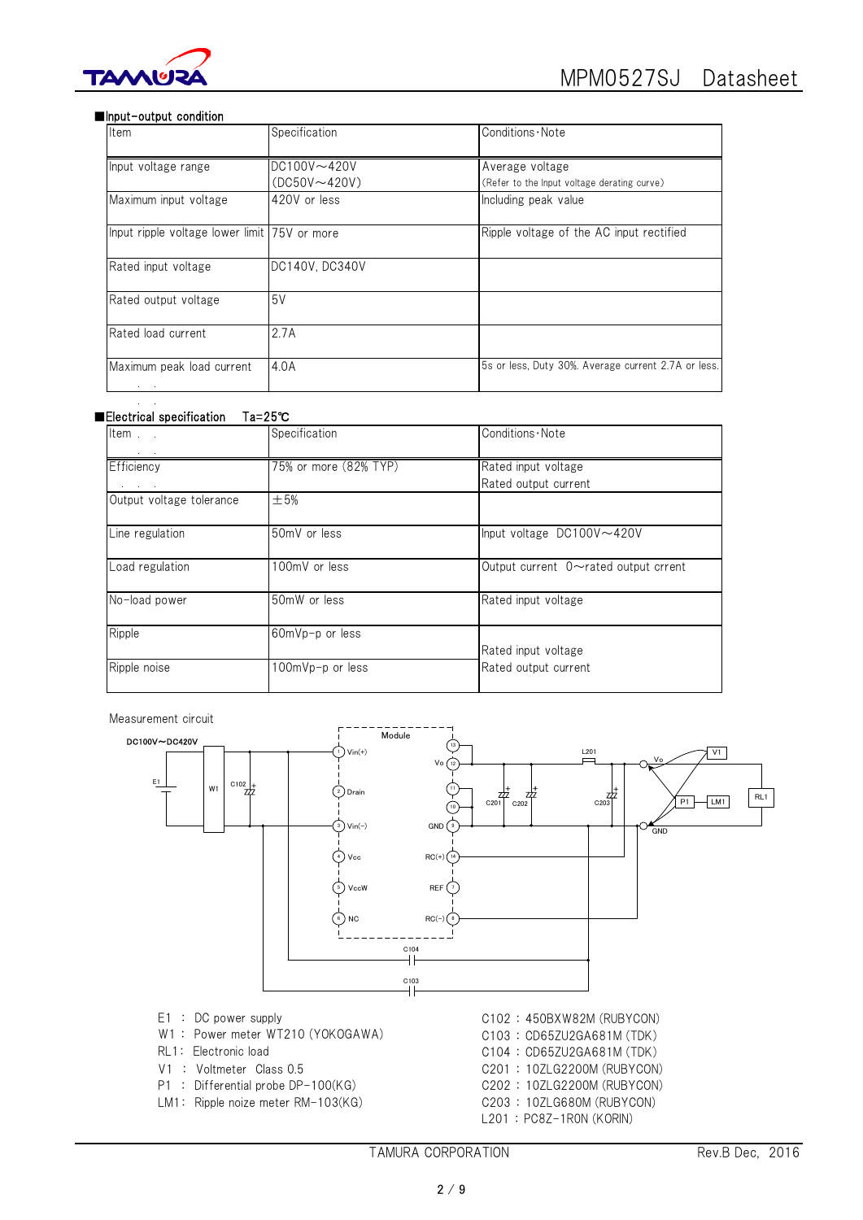■Input-output condition

| Item | Specification | Conditions・Note |
|---|---|---|
| Input voltage range | DC100V～420V (DC50V～420V) | Average voltage (Refer to the Input voltage derating curve) |
| Maximum input voltage | 420V or less | Including peak value |
| Input ripple voltage lower limit | 75V or more | Ripple voltage of the AC input rectified |
| Rated input voltage | DC140V, DC340V | |
| Rated output voltage | 5V | |
| Rated load current | 2.7A | |
| Maximum peak load current | 4.0A | 5s or less, Duty 30%. Average current 2.7A or less. |

■Electrical specification　Ta=25℃

| Item | Specification | Conditions・Note |
|---|---|---|
| Efficiency | 75% or more (82% TYP) | Rated input voltage<br>Rated output current |
| Output voltage tolerance | ±5% | |
| Line regulation | 50mV or less | Input voltage DC100V～420V |
| Load regulation | 100mV or less | Output current 0～rated output crrent |
| No-load power | 50mW or less | Rated input voltage |
| Ripple | 60mVp-p or less | Rated input voltage<br>Rated output current |
| Ripple noise | 100mVp-p or less | |

Measurement circuit

DC100V～DC420V
Module
E1
W1
C102
1 Vin(+)
2 Drain
3 Vin(-)
4 Vcc
5 VccW
6 NC
13
Vo 12
11
10
GND 9
RC(+) 14
REF 7
RC(-) 8
C201
C202
L201
C203
Vo
GND
V1
P1
LM1
RL1
C104
C103

E1 : DC power supply
W1 : Power meter WT210 (YOKOGAWA)
RL1: Electronic load
V1 : Voltmeter Class 0.5
P1 : Differential probe DP-100(KG)
LM1: Ripple noize meter RM-103(KG)

C102 : 450BXW82M (RUBYCON)
C103 : CD65ZU2GA681M (TDK)
C104 : CD65ZU2GA681M (TDK)
C201 : 10ZLG2200M (RUBYCON)
C202 : 10ZLG2200M (RUBYCON)
C203 : 10ZLG680M (RUBYCON)
L201 : PC8Z-1R0N (KORIN)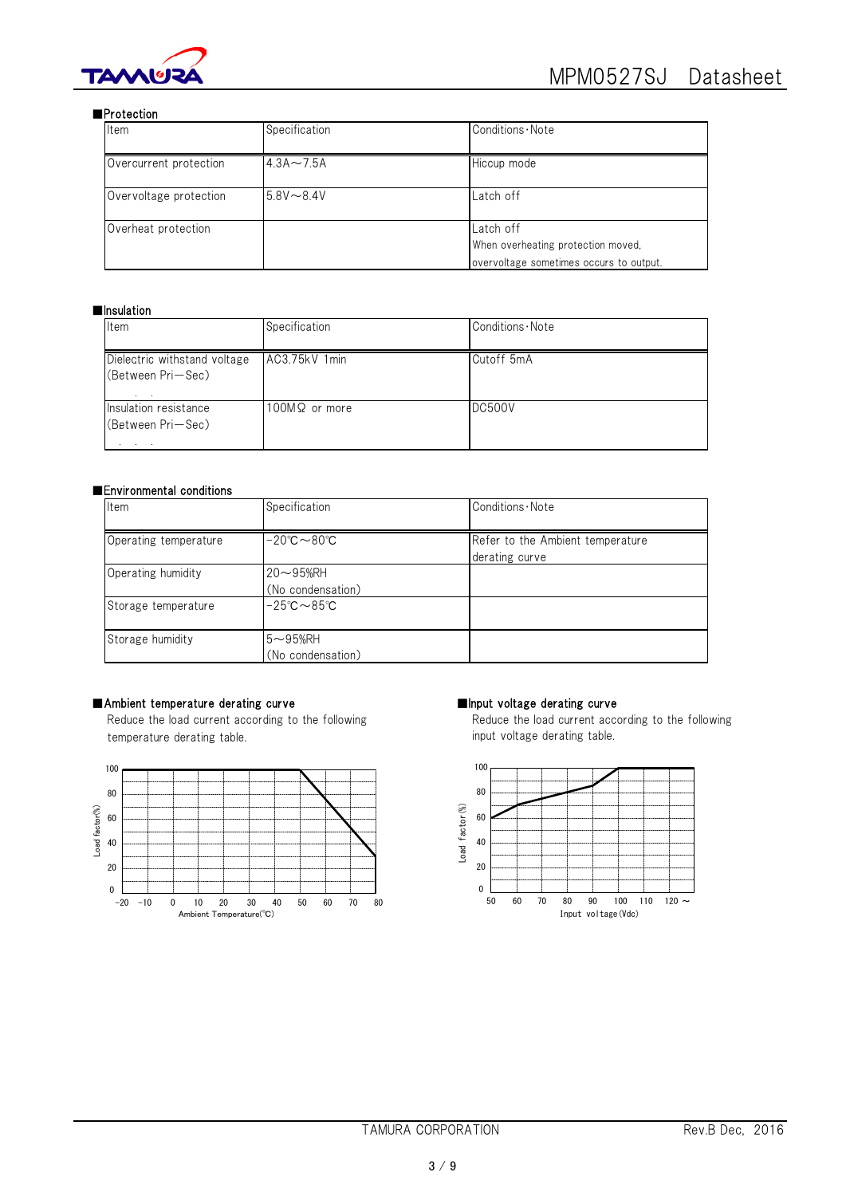■Protection

| Item | Specification | Conditions・Note |
|---|---|---|
| Overcurrent protection | 4.3A～7.5A | Hiccup mode |
| Overvoltage protection | 5.8V～8.4V | Latch off |
| Overheat protection | | Latch off<br>When overheating protection moved, overvoltage sometimes occurs to output. |

■Insulation

| Item | Specification | Conditions・Note |
|---|---|---|
| Dielectric withstand voltage (Between Pri－Sec) | AC3.75kV 1min | Cutoff 5mA |
| Insulation resistance (Between Pri－Sec) | 100MΩ or more | DC500V |

■Environmental conditions

| Item | Specification | Conditions・Note |
|---|---|---|
| Operating temperature | -20℃～80℃ | Refer to the Ambient temperature derating curve |
| Operating humidity | 20～95%RH (No condensation) | |
| Storage temperature | -25℃～85℃ | |
| Storage humidity | 5～95%RH (No condensation) | |

■Ambient temperature derating curve

Reduce the load current according to the following temperature derating table.

Load factor(%)
100
80
60
40
20
0
-20 -10 0 10 20 30 40 50 60 70 80
Ambient Temperature(℃)

■Input voltage derating curve

Reduce the load current according to the following input voltage derating table.

Load factor (%)
100
80
60
40
20
0
50 60 70 80 90 100 110 120 ～
Input voltage(Vdc)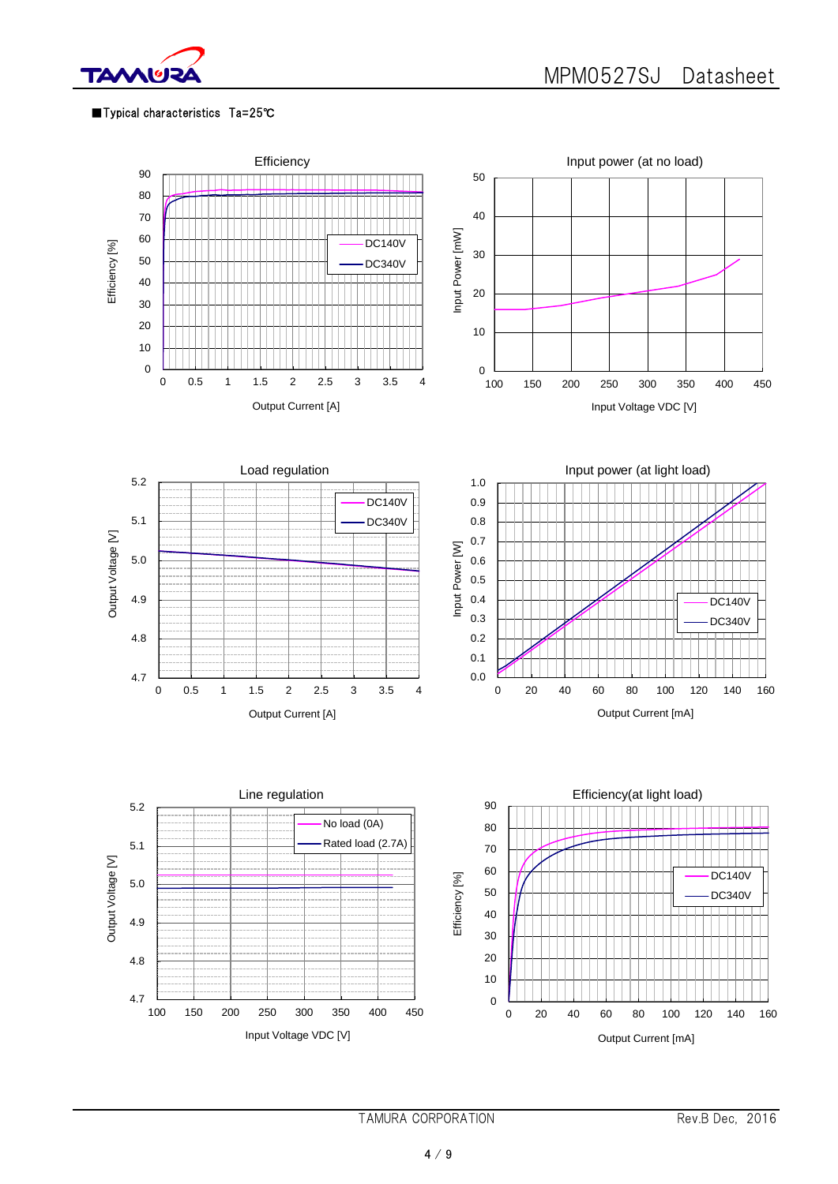■Typical characteristics Ta=25℃

Efficiency

Efficiency [%]

90
80
70
60
50
40
30
20
10
0

0 0.5 1 1.5 2 2.5 3 3.5 4

Output Current [A]

DC140V
DC340V

Input power (at no load)

Input Power [mW]

50
40
30
20
10
0

100 150 200 250 300 350 400 450

Input Voltage VDC [V]

Load regulation

Output Voltage [V]

5.2
5.1
5.0
4.9
4.8
4.7

0 0.5 1 1.5 2 2.5 3 3.5 4

Output Current [A]

DC140V
DC340V

Input power (at light load)

Input Power [W]

1.0
0.9
0.8
0.7
0.6
0.5
0.4
0.3
0.2
0.1
0.0

0 20 40 60 80 100 120 140 160

Output Current [mA]

DC140V
DC340V

Line regulation

Output Voltage [V]

5.2
5.1
5.0
4.9
4.8
4.7

100 150 200 250 300 350 400 450

Input Voltage VDC [V]

No load (0A)
Rated load (2.7A)

Efficiency(at light load)

Efficiency [%]

90
80
70
60
50
40
30
20
10
0

0 20 40 60 80 100 120 140 160

Output Current [mA]

DC140V
DC340V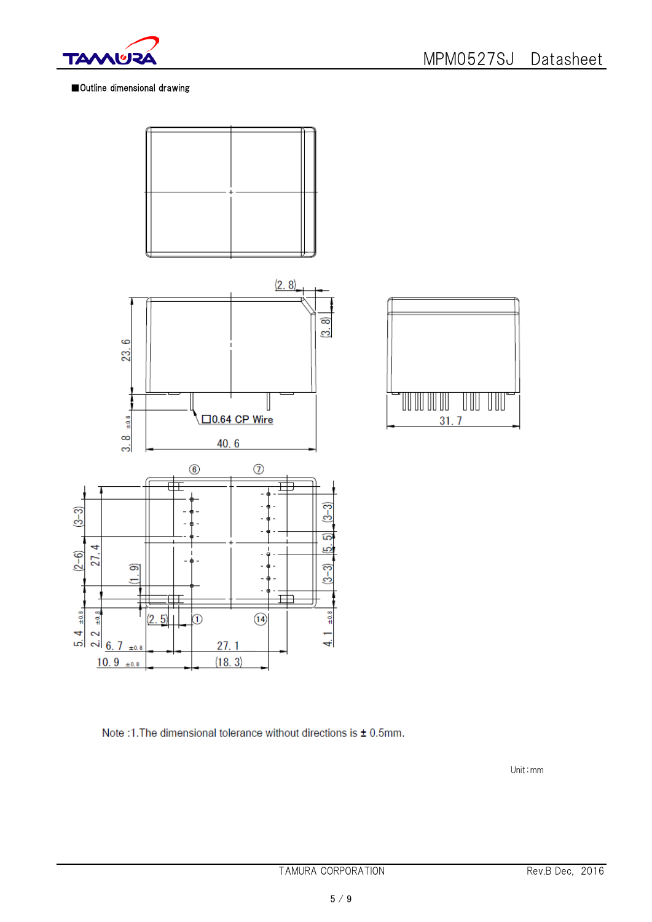■Outline dimensional drawing

(2.8)

(3.8)

23.6

3.8 ±0.8

□0.64 CP Wire

40.6

31.7

⑥ ⑦

(3-3)

(2-6)

27.4

(1.9)

(3-3)

(5.5)

(3-3)

5.4 ±0.8

2.2 ±0.8

(2.5)

① ⑭

4.1 ±0.8

6.7 ±0.8

27.1

10.9 ±0.8

(18.3)

Note :1.The dimensional tolerance without directions is ± 0.5mm.

Unit：mm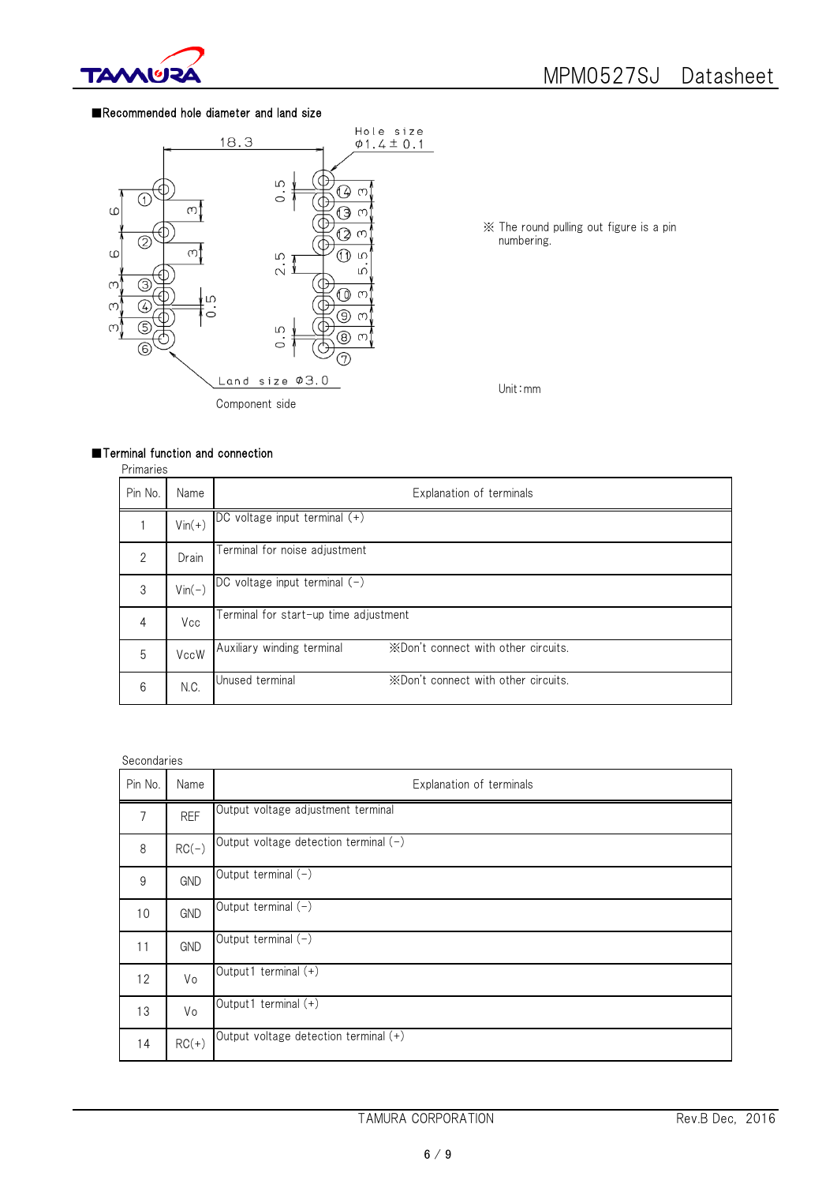■Recommended hole diameter and land size

18.3

Hole size
φ1.4±0.1

Land size φ3.0

Component side

※ The round pulling out figure is a pin numbering.

Unit:mm

■Terminal function and connection

Primaries

| Pin No. | Name | Explanation of terminals |
|---|---|---|
| 1 | Vin(+) | DC voltage input terminal (+) |
| 2 | Drain | Terminal for noise adjustment |
| 3 | Vin(−) | DC voltage input terminal (−) |
| 4 | Vcc | Terminal for start-up time adjustment |
| 5 | VccW | Auxiliary winding terminal ※Don't connect with other circuits. |
| 6 | N.C. | Unused terminal ※Don't connect with other circuits. |

Secondaries

| Pin No. | Name | Explanation of terminals |
|---|---|---|
| 7 | REF | Output voltage adjustment terminal |
| 8 | RC(−) | Output voltage detection terminal (−) |
| 9 | GND | Output terminal (−) |
| 10 | GND | Output terminal (−) |
| 11 | GND | Output terminal (−) |
| 12 | Vo | Output1 terminal (+) |
| 13 | Vo | Output1 terminal (+) |
| 14 | RC(+) | Output voltage detection terminal (+) |

TAMURA CORPORATION Rev.B Dec, 2016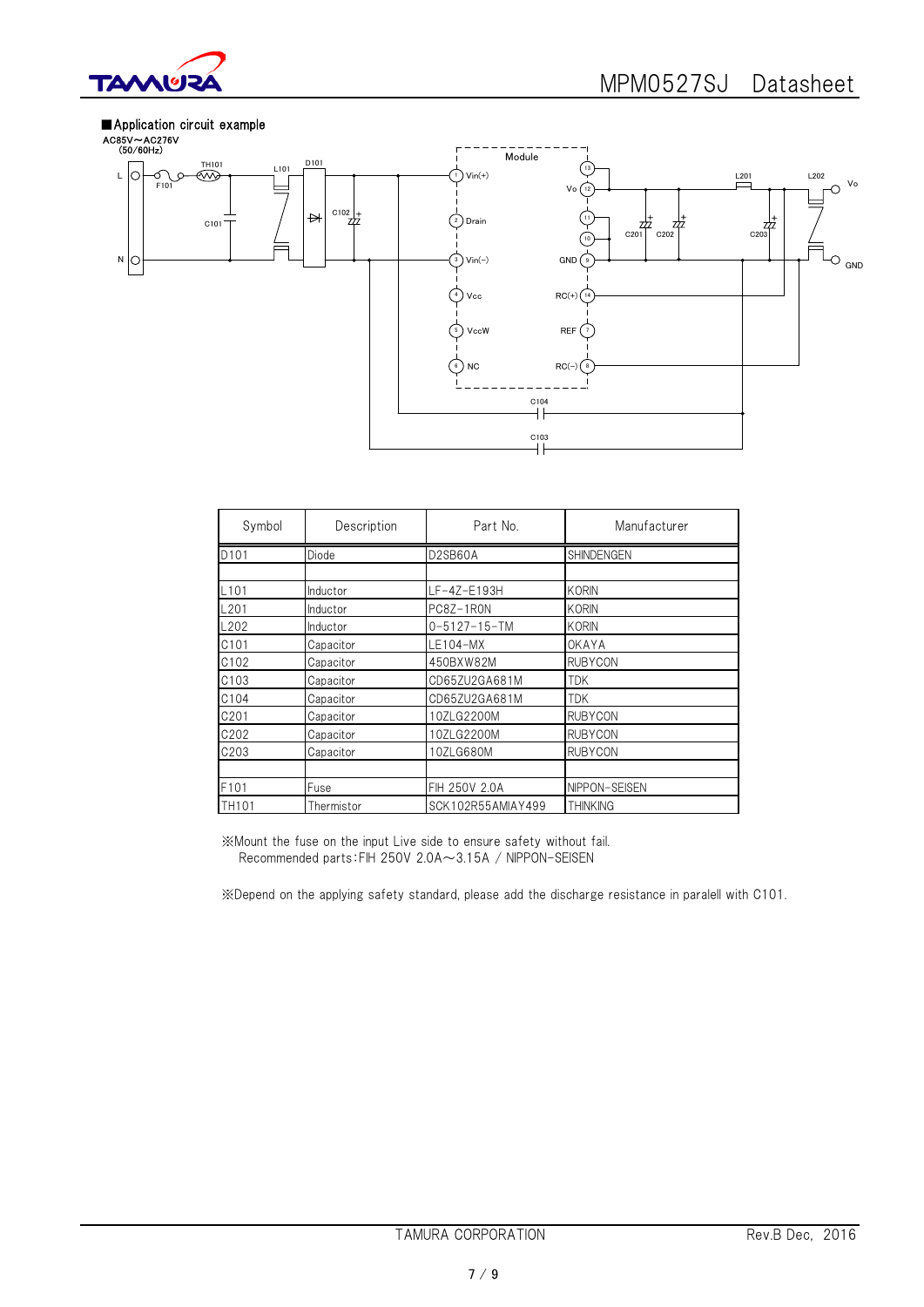## ■Application circuit example

AC85V～AC276V
(50/60Hz)

L
N
F101
TH101
C101
L101
D101
C102
Module
Vin(+)
Drain
Vin(-)
Vcc
VccW
NC
Vo
GND
RC(+)
REF
RC(-)
C201
C202
C203
L201
L202
Vo
GND
C104
C103

| Symbol | Description | Part No. | Manufacturer |
|---|---|---|---|
| D101 | Diode | D2SB60A | SHINDENGEN |
| | | | |
| L101 | Inductor | LF-4Z-E193H | KORIN |
| L201 | Inductor | PC8Z-1R0N | KORIN |
| L202 | Inductor | 0-5127-15-TM | KORIN |
| C101 | Capacitor | LE104-MX | OKAYA |
| C102 | Capacitor | 450BXW82M | RUBYCON |
| C103 | Capacitor | CD65ZU2GA681M | TDK |
| C104 | Capacitor | CD65ZU2GA681M | TDK |
| C201 | Capacitor | 10ZLG2200M | RUBYCON |
| C202 | Capacitor | 10ZLG2200M | RUBYCON |
| C203 | Capacitor | 10ZLG680M | RUBYCON |
| | | | |
| F101 | Fuse | FIH 250V 2.0A | NIPPON-SEISEN |
| TH101 | Thermistor | SCK102R55AMIAY499 | THINKING |

※Mount the fuse on the input Live side to ensure safety without fail.
Recommended parts:FIH 250V 2.0A～3.15A / NIPPON-SEISEN

※Depend on the applying safety standard, please add the discharge resistance in paralell with C101.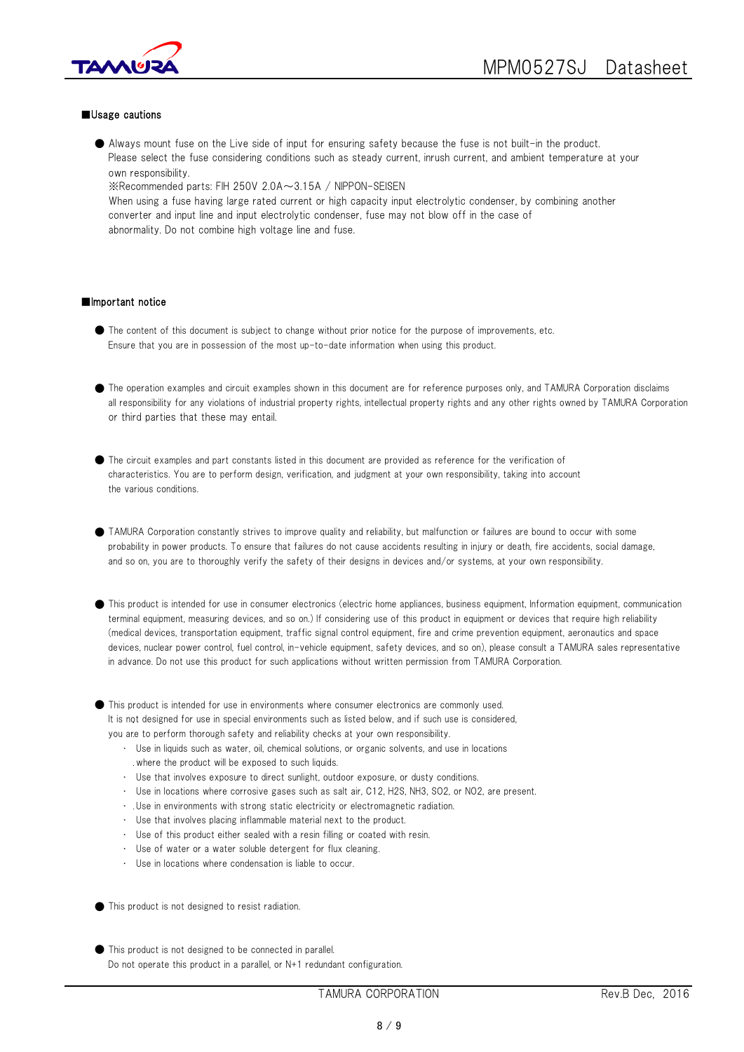## ■Usage cautions

- Always mount fuse on the Live side of input for ensuring safety because the fuse is not built-in the product.
  Please select the fuse considering conditions such as steady current, inrush current, and ambient temperature at your own responsibility.
  ※Recommended parts: FIH 250V 2.0A～3.15A / NIPPON-SEISEN
  When using a fuse having large rated current or high capacity input electrolytic condenser, by combining another converter and input line and input electrolytic condenser, fuse may not blow off in the case of abnormality. Do not combine high voltage line and fuse.

## ■Important notice

- The content of this document is subject to change without prior notice for the purpose of improvements, etc.
  Ensure that you are in possession of the most up-to-date information when using this product.

- The operation examples and circuit examples shown in this document are for reference purposes only, and TAMURA Corporation disclaims all responsibility for any violations of industrial property rights, intellectual property rights and any other rights owned by TAMURA Corporation or third parties that these may entail.

- The circuit examples and part constants listed in this document are provided as reference for the verification of characteristics. You are to perform design, verification, and judgment at your own responsibility, taking into account the various conditions.

- TAMURA Corporation constantly strives to improve quality and reliability, but malfunction or failures are bound to occur with some probability in power products. To ensure that failures do not cause accidents resulting in injury or death, fire accidents, social damage, and so on, you are to thoroughly verify the safety of their designs in devices and/or systems, at your own responsibility.

- This product is intended for use in consumer electronics (electric home appliances, business equipment, Information equipment, communication terminal equipment, measuring devices, and so on.) If considering use of this product in equipment or devices that require high reliability (medical devices, transportation equipment, traffic signal control equipment, fire and crime prevention equipment, aeronautics and space devices, nuclear power control, fuel control, in-vehicle equipment, safety devices, and so on), please consult a TAMURA sales representative in advance. Do not use this product for such applications without written permission from TAMURA Corporation.

- This product is intended for use in environments where consumer electronics are commonly used.
  It is not designed for use in special environments such as listed below, and if such use is considered, you are to perform thorough safety and reliability checks at your own responsibility.
  - Use in liquids such as water, oil, chemical solutions, or organic solvents, and use in locations where the product will be exposed to such liquids.
  - Use that involves exposure to direct sunlight, outdoor exposure, or dusty conditions.
  - Use in locations where corrosive gases such as salt air, C12, H2S, NH3, SO2, or NO2, are present.
  - Use in environments with strong static electricity or electromagnetic radiation.
  - Use that involves placing inflammable material next to the product.
  - Use of this product either sealed with a resin filling or coated with resin.
  - Use of water or a water soluble detergent for flux cleaning.
  - Use in locations where condensation is liable to occur.

- This product is not designed to resist radiation.

- This product is not designed to be connected in parallel.
  Do not operate this product in a parallel, or N+1 redundant configuration.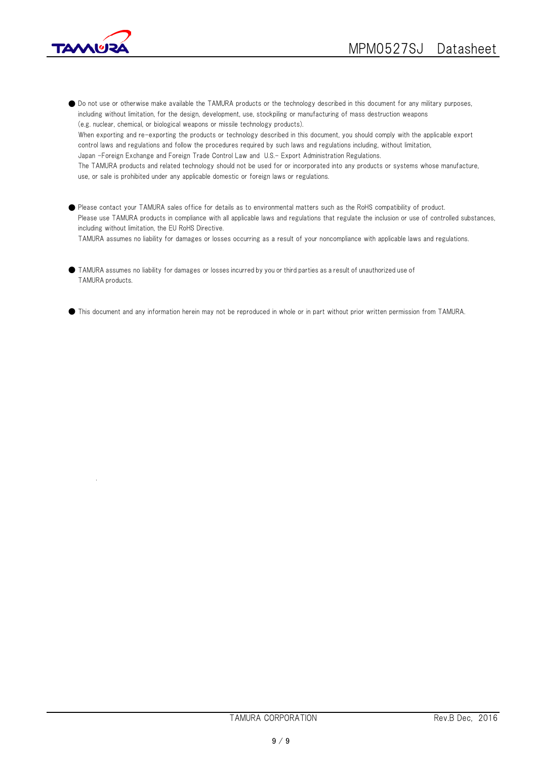- Do not use or otherwise make available the TAMURA products or the technology described in this document for any military purposes, including without limitation, for the design, development, use, stockpiling or manufacturing of mass destruction weapons (e.g. nuclear, chemical, or biological weapons or missile technology products).
  When exporting and re-exporting the products or technology described in this document, you should comply with the applicable export control laws and regulations and follow the procedures required by such laws and regulations including, without limitation, Japan -Foreign Exchange and Foreign Trade Control Law and U.S.- Export Administration Regulations.
  The TAMURA products and related technology should not be used for or incorporated into any products or systems whose manufacture, use, or sale is prohibited under any applicable domestic or foreign laws or regulations.

- Please contact your TAMURA sales office for details as to environmental matters such as the RoHS compatibility of product.
  Please use TAMURA products in compliance with all applicable laws and regulations that regulate the inclusion or use of controlled substances, including without limitation, the EU RoHS Directive.
  TAMURA assumes no liability for damages or losses occurring as a result of your noncompliance with applicable laws and regulations.

- TAMURA assumes no liability for damages or losses incurred by you or third parties as a result of unauthorized use of TAMURA products.

- This document and any information herein may not be reproduced in whole or in part without prior written permission from TAMURA.